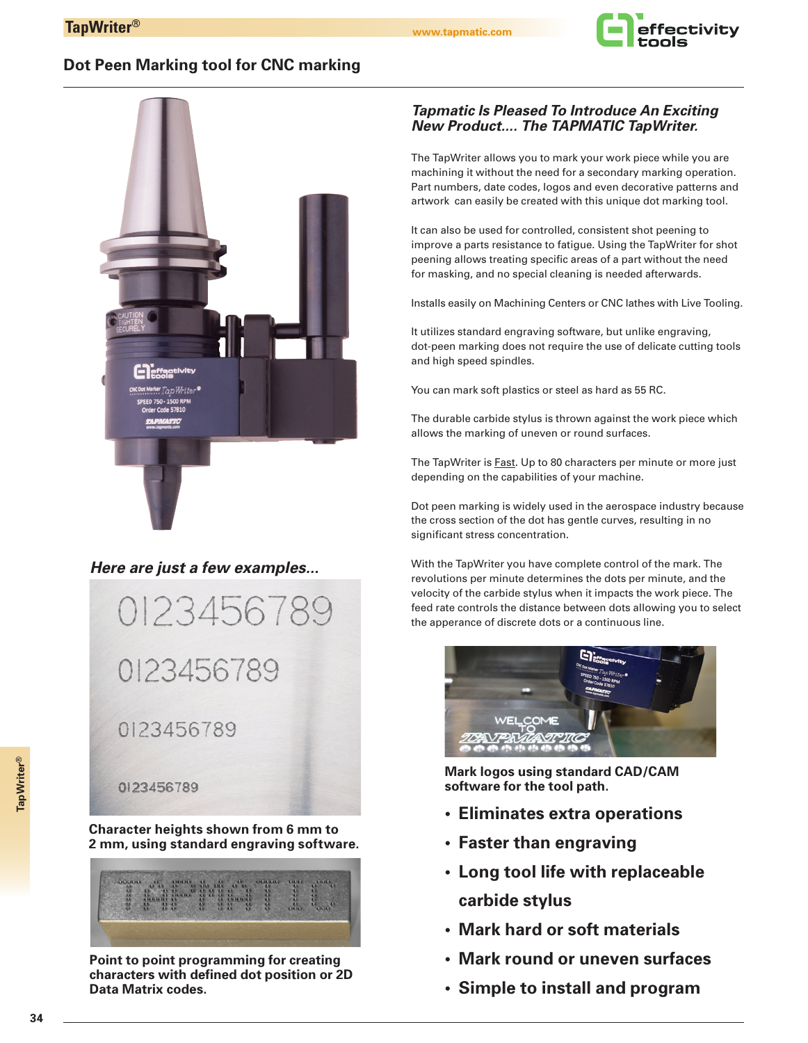## Dot Peen Marking tool for CNC marking

### *Tapmatic Is Pleased To Introduce An Exciting New Product.... The TAPMATIC TapWriter.*

The TapWriter allows you to mark your work piece while you are machining it without the need for a secondary marking operation. Part numbers, date codes, logos and even decorative patterns and artwork can easily be created with this unique dot marking tool.

It can also be used for controlled, consistent shot peening to improve a parts resistance to fatigue. Using the TapWriter for shot peening allows treating specific areas of a part without the need for masking, and no special cleaning is needed afterwards.

Installs easily on Machining Centers or CNC lathes with Live Tooling.

It utilizes standard engraving software, but unlike engraving, dot-peen marking does not require the use of delicate cutting tools and high speed spindles.

You can mark soft plastics or steel as hard as 55 RC.

The durable carbide stylus is thrown against the work piece which allows the marking of uneven or round surfaces.

The TapWriter is Fast. Up to 80 characters per minute or more just depending on the capabilities of your machine.

Dot peen marking is widely used in the aerospace industry because the cross section of the dot has gentle curves, resulting in no significant stress concentration.

With the TapWriter you have complete control of the mark. The revolutions per minute determines the dots per minute, and the velocity of the carbide stylus when it impacts the work piece. The feed rate controls the distance between dots allowing you to select the apperance of discrete dots or a continuous line.

### *Here are just a few examples...*

**Character heights shown from 6 mm to 2 mm, using standard engraving software.**

**Point to point programming for creating characters with defined dot position or 2D Data Matrix codes.**

**Mark logos using standard CAD/CAM software for the tool path.**

- **Eliminates extra operations**
- **Faster than engraving**
- **Long tool life with replaceable carbide stylus**
- **Mark hard or soft materials**
- **Mark round or uneven surfaces**
- **Simple to install and program**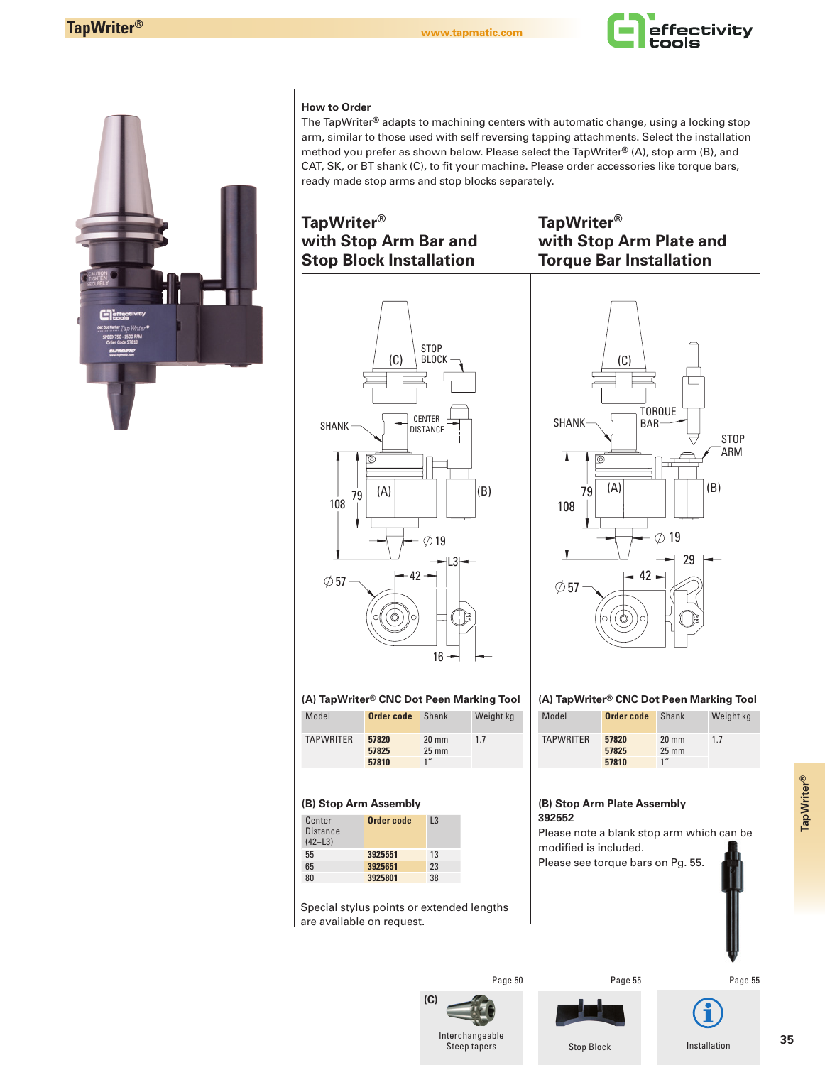## How to Order

The TapWriter® adapts to machining centers with automatic change, using a locking stop arm, similar to those used with self reversing tapping attachments. Select the installation method you prefer as shown below. Please select the TapWriter® (A), stop arm (B), and CAT, SK, or BT shank (C), to fit your machine. Please order accessories like torque bars, ready made stop arms and stop blocks separately.

## TapWriter® with Stop Arm Bar and Stop Block Installation

STOP BLOCK
(C)
SHANK
CENTER DISTANCE
(A)
(B)
108
79
∅ 19
∅ 57
42
L3
16

### (A) TapWriter® CNC Dot Peen Marking Tool

| Model | Order code | Shank | Weight kg |
|---|---|---|---|
| TAPWRITER | 57820 | 20 mm | 1.7 |
| | 57825 | 25 mm | |
| | 57810 | 1˝ | |

### (B) Stop Arm Assembly

| Center Distance (42+L3) | Order code | L3 |
|---|---|---|
| 55 | 3925551 | 13 |
| 65 | 3925651 | 23 |
| 80 | 3925801 | 38 |

Special stylus points or extended lengths are available on request.

## TapWriter® with Stop Arm Plate and Torque Bar Installation

(C)
SHANK
TORQUE BAR
STOP ARM
(A)
(B)
108
79
∅ 19
∅ 57
42
29

### (A) TapWriter® CNC Dot Peen Marking Tool

| Model | Order code | Shank | Weight kg |
|---|---|---|---|
| TAPWRITER | 57820 | 20 mm | 1.7 |
| | 57825 | 25 mm | |
| | 57810 | 1˝ | |

### (B) Stop Arm Plate Assembly

**392552**

Please note a blank stop arm which can be modified is included.

Please see torque bars on Pg. 55.

Page 50 — (C) Interchangeable Steep tapers

Page 55 — Stop Block

Page 55 — Installation